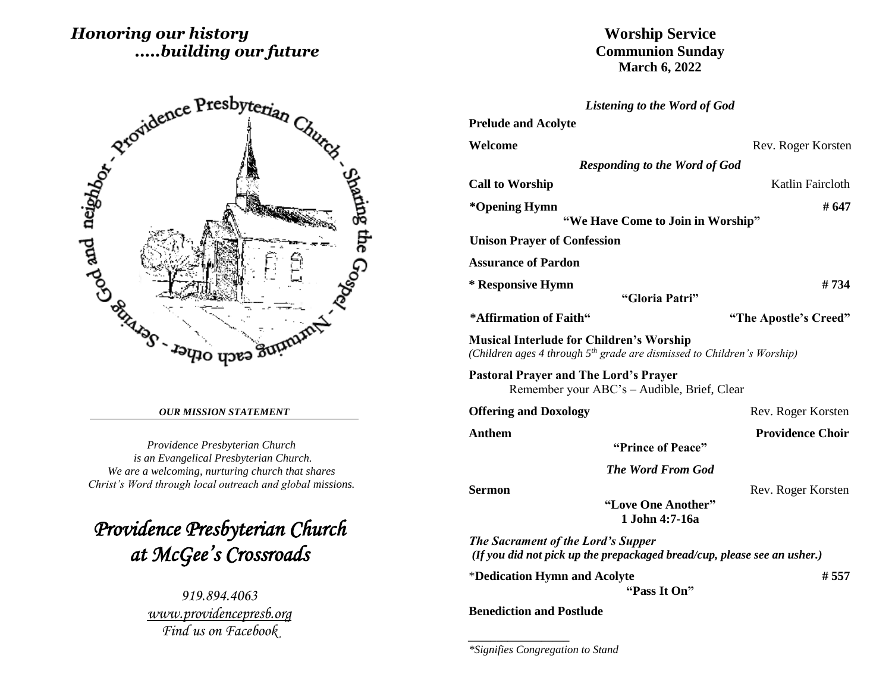*Honoring our history*
*.....building our future*

Providence Presbyterian Church - Sharing the Gospel - Nurturing each other - Serving God and neighbor

***OUR MISSION STATEMENT***

*Providence Presbyterian Church is an Evangelical Presbyterian Church. We are a welcoming, nurturing church that shares Christ's Word through local outreach and global missions.*

# *Providence Presbyterian Church at McGee's Crossroads*

*919.894.4063*
*www.providencepresb.org*
*Find us on Facebook*

# Worship Service
## Communion Sunday
## March 6, 2022

***Listening to the Word of God***

**Prelude and Acolyte**

**Welcome** — Rev. Roger Korsten

***Responding to the Word of God***

**Call to Worship** — Katlin Faircloth

***Opening Hymn** — **# 647**
**"We Have Come to Join in Worship"**

**Unison Prayer of Confession**

**Assurance of Pardon**

**\* Responsive Hymn** — **# 734**
**"Gloria Patri"**

***Affirmation of Faith"** — **"The Apostle's Creed"**

**Musical Interlude for Children's Worship**
*(Children ages 4 through 5th grade are dismissed to Children's Worship)*

**Pastoral Prayer and The Lord's Prayer**
Remember your ABC's – Audible, Brief, Clear

**Offering and Doxology** — Rev. Roger Korsten

**Anthem** — **Providence Choir**
**"Prince of Peace"**

***The Word From God***

**Sermon** — Rev. Roger Korsten
**"Love One Another"**
**1 John 4:7-16a**

***The Sacrament of the Lord's Supper***
***(If you did not pick up the prepackaged bread/cup, please see an usher.)***

*__Dedication Hymn and Acolyte__ — **# 557**
**"Pass It On"**

**Benediction and Postlude**

---

*\*Signifies Congregation to Stand*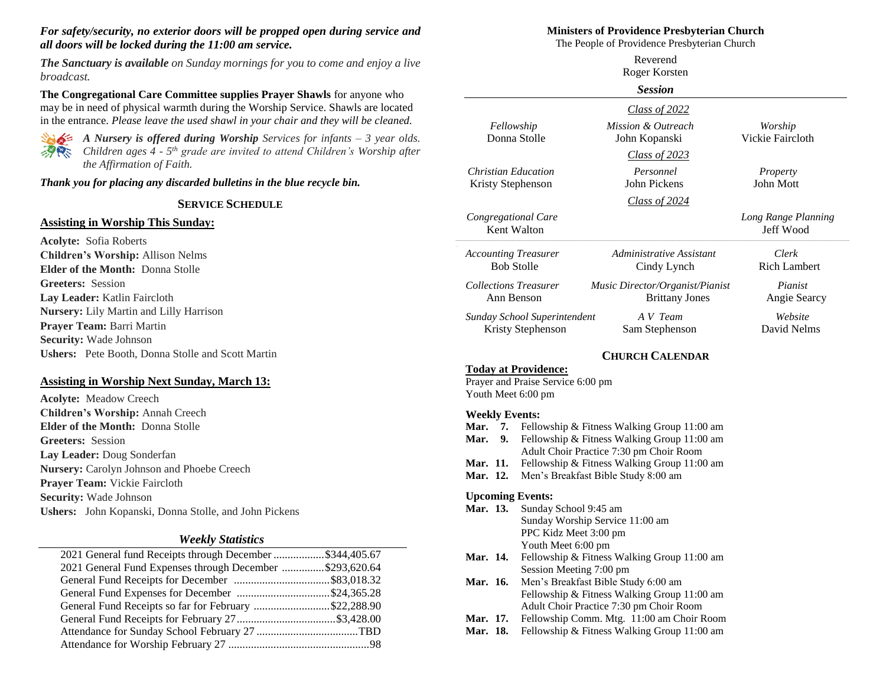***For safety/security, no exterior doors will be propped open during service and all doors will be locked during the 11:00 am service.***

***The Sanctuary is available*** *on Sunday mornings for you to come and enjoy a live broadcast.*

**The Congregational Care Committee supplies Prayer Shawls** for anyone who may be in need of physical warmth during the Worship Service. Shawls are located in the entrance. *Please leave the used shawl in your chair and they will be cleaned.*

***A Nursery is offered during Worship*** *Services for infants – 3 year olds. Children ages 4 - 5th grade are invited to attend Children's Worship after the Affirmation of Faith.*

***Thank you for placing any discarded bulletins in the blue recycle bin.***

## SERVICE SCHEDULE

**Assisting in Worship This Sunday:**

**Acolyte:** Sofia Roberts
**Children's Worship:** Allison Nelms
**Elder of the Month:** Donna Stolle
**Greeters:** Session
**Lay Leader:** Katlin Faircloth
**Nursery:** Lily Martin and Lilly Harrison
**Prayer Team:** Barri Martin
**Security:** Wade Johnson
**Ushers:** Pete Booth, Donna Stolle and Scott Martin

**Assisting in Worship Next Sunday, March 13:**

**Acolyte:** Meadow Creech
**Children's Worship:** Annah Creech
**Elder of the Month:** Donna Stolle
**Greeters:** Session
**Lay Leader:** Doug Sonderfan
**Nursery:** Carolyn Johnson and Phoebe Creech
**Prayer Team:** Vickie Faircloth
**Security:** Wade Johnson
**Ushers:** John Kopanski, Donna Stolle, and John Pickens

### *Weekly Statistics*

| | |
|---|---|
| 2021 General fund Receipts through December | $344,405.67 |
| 2021 General Fund Expenses through December | $293,620.64 |
| General Fund Receipts for December | $83,018.32 |
| General Fund Expenses for December | $24,365.28 |
| General Fund Receipts so far for February | $22,288.90 |
| General Fund Receipts for February 27 | $3,428.00 |
| Attendance for Sunday School February 27 | TBD |
| Attendance for Worship February 27 | 98 |

## Ministers of Providence Presbyterian Church

The People of Providence Presbyterian Church

Reverend
Roger Korsten

### *Session*

*Class of 2022*

*Fellowship* — Donna Stolle
*Mission & Outreach* — John Kopanski
*Worship* — Vickie Faircloth

*Class of 2023*

*Christian Education* — Kristy Stephenson
*Personnel* — John Pickens
*Property* — John Mott

*Class of 2024*

*Congregational Care* — Kent Walton
*Long Range Planning* — Jeff Wood

*Accounting Treasurer* — Bob Stolle
*Administrative Assistant* — Cindy Lynch
*Clerk* — Rich Lambert
*Collections Treasurer* — Ann Benson
*Music Director/Organist/Pianist* — Brittany Jones
*Pianist* — Angie Searcy
*Sunday School Superintendent* — Kristy Stephenson
*A V Team* — Sam Stephenson
*Website* — David Nelms

## CHURCH CALENDAR

**Today at Providence:**
Prayer and Praise Service 6:00 pm
Youth Meet 6:00 pm

**Weekly Events:**

**Mar. 7.** Fellowship & Fitness Walking Group 11:00 am
**Mar. 9.** Fellowship & Fitness Walking Group 11:00 am
Adult Choir Practice 7:30 pm Choir Room
**Mar. 11.** Fellowship & Fitness Walking Group 11:00 am
**Mar. 12.** Men's Breakfast Bible Study 8:00 am

**Upcoming Events:**

**Mar. 13.** Sunday School 9:45 am
Sunday Worship Service 11:00 am
PPC Kidz Meet 3:00 pm
Youth Meet 6:00 pm
**Mar. 14.** Fellowship & Fitness Walking Group 11:00 am
Session Meeting 7:00 pm
**Mar. 16.** Men's Breakfast Bible Study 6:00 am
Fellowship & Fitness Walking Group 11:00 am
Adult Choir Practice 7:30 pm Choir Room
**Mar. 17.** Fellowship Comm. Mtg. 11:00 am Choir Room
**Mar. 18.** Fellowship & Fitness Walking Group 11:00 am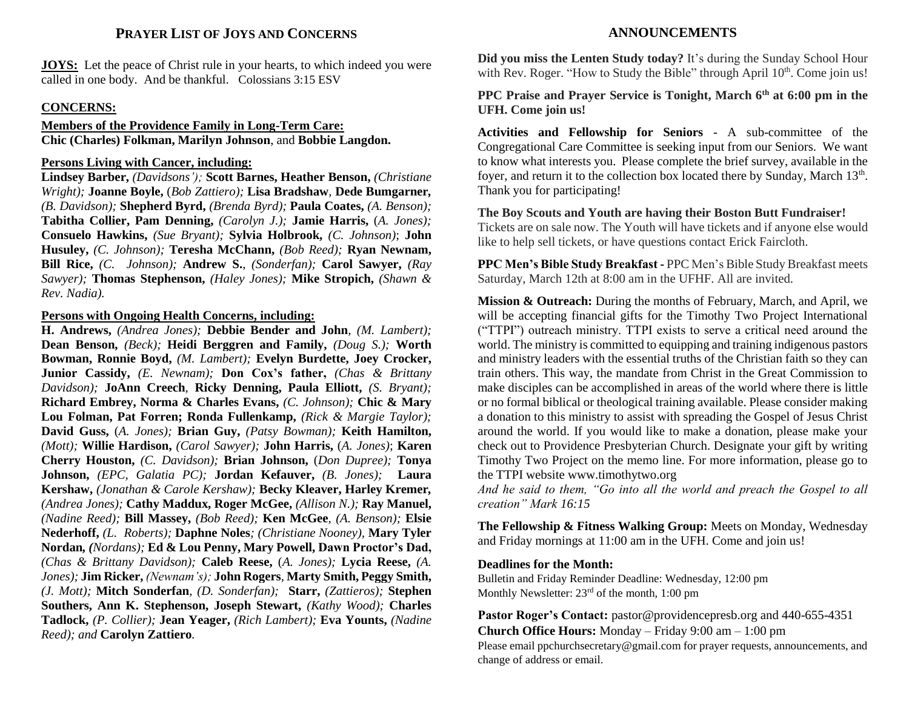## PRAYER LIST OF JOYS AND CONCERNS

**JOYS:** Let the peace of Christ rule in your hearts, to which indeed you were called in one body. And be thankful. Colossians 3:15 ESV

**CONCERNS:**

**Members of the Providence Family in Long-Term Care:**
**Chic (Charles) Folkman, Marilyn Johnson**, and **Bobbie Langdon.**

**Persons Living with Cancer, including:**
**Lindsey Barber,** *(Davidsons');* **Scott Barnes, Heather Benson,** *(Christiane Wright);* **Joanne Boyle,** (*Bob Zattiero);* **Lisa Bradshaw**, **Dede Bumgarner,** *(B. Davidson);* **Shepherd Byrd,** *(Brenda Byrd);* **Paula Coates,** *(A. Benson);* **Tabitha Collier, Pam Denning,** *(Carolyn J.);* **Jamie Harris,** (*A. Jones);* **Consuelo Hawkins,** *(Sue Bryant);* **Sylvia Holbrook,** *(C. Johnson)*; **John Husuley,** *(C. Johnson);* **Teresha McChann,** *(Bob Reed);* **Ryan Newnam, Bill Rice,** *(C. Johnson);* **Andrew S.**, *(Sonderfan);* **Carol Sawyer,** *(Ray Sawyer);* **Thomas Stephenson,** *(Haley Jones);* **Mike Stropich,** *(Shawn & Rev. Nadia).*

**Persons with Ongoing Health Concerns, including:**
**H. Andrews,** *(Andrea Jones);* **Debbie Bender and John**, *(M. Lambert);* **Dean Benson,** *(Beck);* **Heidi Berggren and Family,** *(Doug S.);* **Worth Bowman, Ronnie Boyd,** *(M. Lambert);* **Evelyn Burdette, Joey Crocker, Junior Cassidy,** *(E. Newnam);* **Don Cox's father,** *(Chas & Brittany Davidson);* **JoAnn Creech**, **Ricky Denning, Paula Elliott,** *(S. Bryant);* **Richard Embrey, Norma & Charles Evans,** *(C. Johnson);* **Chic & Mary Lou Folman, Pat Forren; Ronda Fullenkamp,** *(Rick & Margie Taylor);* **David Guss,** (*A. Jones);* **Brian Guy,** *(Patsy Bowman);* **Keith Hamilton,** *(Mott);* **Willie Hardison,** *(Carol Sawyer);* **John Harris,** (*A. Jones)*; **Karen Cherry Houston,** *(C. Davidson);* **Brian Johnson,** (*Don Dupree);* **Tonya Johnson,** *(EPC, Galatia PC);* **Jordan Kefauver,** *(B. Jones);* **Laura Kershaw,** *(Jonathan & Carole Kershaw);* **Becky Kleaver, Harley Kremer,** *(Andrea Jones);* **Cathy Maddux, Roger McGee,** *(Allison N.);* **Ray Manuel,** *(Nadine Reed);* **Bill Massey,** *(Bob Reed);* **Ken McGee**, *(A. Benson);* **Elsie Nederhoff,** *(L. Roberts);* **Daphne Noles***; (Christiane Nooney),* **Mary Tyler Nordan,** *(Nordans);* **Ed & Lou Penny, Mary Powell, Dawn Proctor's Dad,** *(Chas & Brittany Davidson);* **Caleb Reese,** (*A. Jones);* **Lycia Reese,** *(A. Jones);* **Jim Ricker,** *(Newnam's);* **John Rogers**, **Marty Smith, Peggy Smith,** *(J. Mott);* **Mitch Sonderfan**, *(D. Sonderfan);* **Starr,** *(Zattieros);* **Stephen Southers, Ann K. Stephenson, Joseph Stewart,** *(Kathy Wood);* **Charles Tadlock,** *(P. Collier);* **Jean Yeager,** *(Rich Lambert);* **Eva Younts,** *(Nadine Reed); and* **Carolyn Zattiero**.

## ANNOUNCEMENTS

**Did you miss the Lenten Study today?** It's during the Sunday School Hour with Rev. Roger. "How to Study the Bible" through April 10th. Come join us!

**PPC Praise and Prayer Service is Tonight, March 6th at 6:00 pm in the UFH. Come join us!**

**Activities and Fellowship for Seniors** - A sub-committee of the Congregational Care Committee is seeking input from our Seniors. We want to know what interests you. Please complete the brief survey, available in the foyer, and return it to the collection box located there by Sunday, March 13th. Thank you for participating!

**The Boy Scouts and Youth are having their Boston Butt Fundraiser!**
Tickets are on sale now. The Youth will have tickets and if anyone else would like to help sell tickets, or have questions contact Erick Faircloth.

**PPC Men's Bible Study Breakfast -** PPC Men's Bible Study Breakfast meets Saturday, March 12th at 8:00 am in the UFHF. All are invited.

**Mission & Outreach:** During the months of February, March, and April, we will be accepting financial gifts for the Timothy Two Project International ("TTPI") outreach ministry. TTPI exists to serve a critical need around the world. The ministry is committed to equipping and training indigenous pastors and ministry leaders with the essential truths of the Christian faith so they can train others. This way, the mandate from Christ in the Great Commission to make disciples can be accomplished in areas of the world where there is little or no formal biblical or theological training available. Please consider making a donation to this ministry to assist with spreading the Gospel of Jesus Christ around the world. If you would like to make a donation, please make your check out to Providence Presbyterian Church. Designate your gift by writing Timothy Two Project on the memo line. For more information, please go to the TTPI website www.timothytwo.org
*And he said to them, "Go into all the world and preach the Gospel to all creation" Mark 16:15*

**The Fellowship & Fitness Walking Group:** Meets on Monday, Wednesday and Friday mornings at 11:00 am in the UFH. Come and join us!

**Deadlines for the Month:**
Bulletin and Friday Reminder Deadline: Wednesday, 12:00 pm
Monthly Newsletter: 23rd of the month, 1:00 pm

**Pastor Roger's Contact:** pastor@providencepresb.org and 440-655-4351
**Church Office Hours:** Monday – Friday 9:00 am – 1:00 pm
Please email ppchurchsecretary@gmail.com for prayer requests, announcements, and change of address or email.